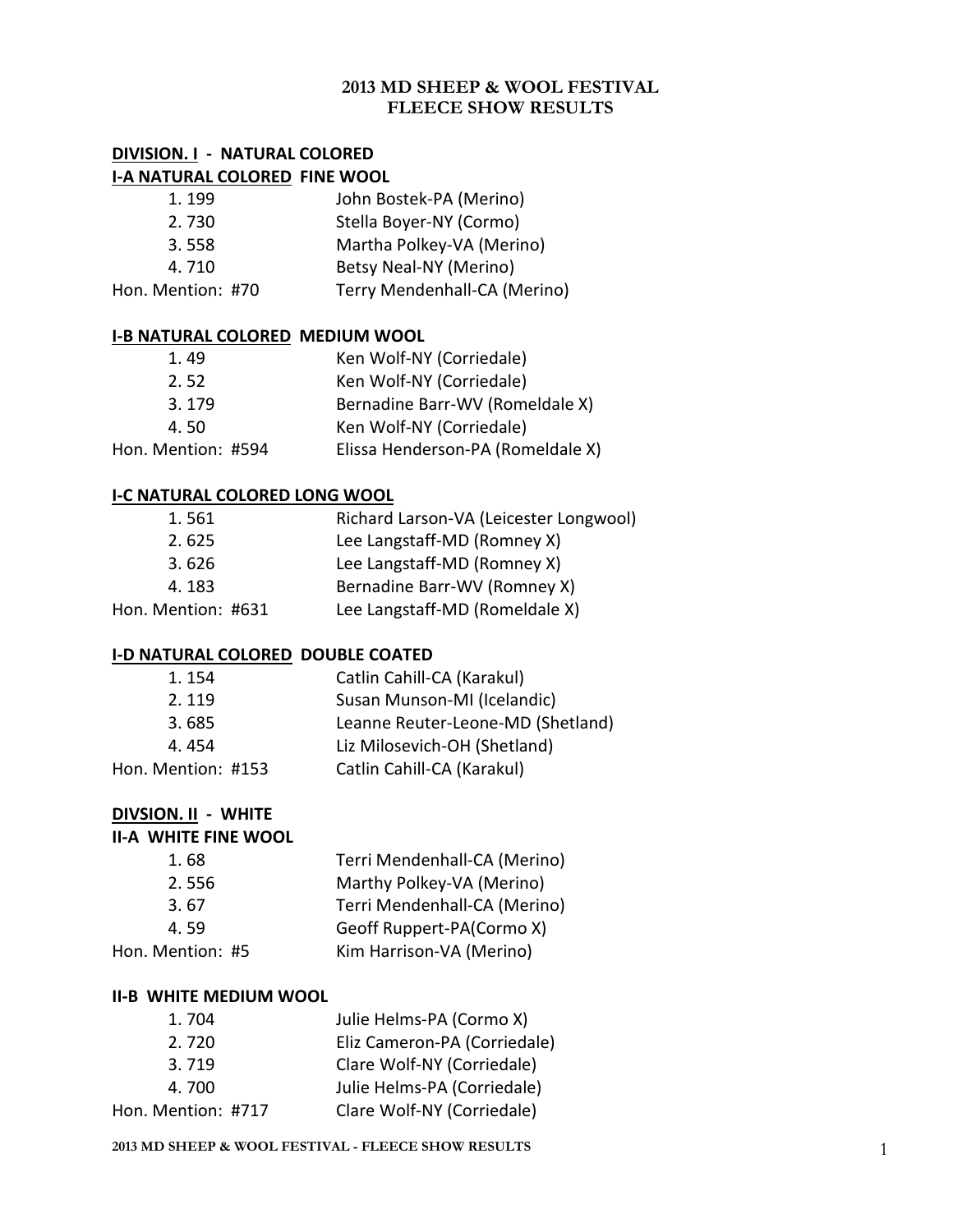# 2013 MD SHEEP & WOOL FESTIVAL
# FLEECE SHOW RESULTS

## DIVISION. I - NATURAL COLORED

### I-A NATURAL COLORED FINE WOOL

| Place | Entry |
|---|---|
| 1. 199 | John Bostek-PA (Merino) |
| 2. 730 | Stella Boyer-NY (Cormo) |
| 3. 558 | Martha Polkey-VA (Merino) |
| 4. 710 | Betsy Neal-NY (Merino) |
| Hon. Mention: #70 | Terry Mendenhall-CA (Merino) |

### I-B NATURAL COLORED MEDIUM WOOL

| Place | Entry |
|---|---|
| 1. 49 | Ken Wolf-NY (Corriedale) |
| 2. 52 | Ken Wolf-NY (Corriedale) |
| 3. 179 | Bernadine Barr-WV (Romeldale X) |
| 4. 50 | Ken Wolf-NY (Corriedale) |
| Hon. Mention: #594 | Elissa Henderson-PA (Romeldale X) |

### I-C NATURAL COLORED LONG WOOL

| Place | Entry |
|---|---|
| 1. 561 | Richard Larson-VA (Leicester Longwool) |
| 2. 625 | Lee Langstaff-MD (Romney X) |
| 3. 626 | Lee Langstaff-MD (Romney X) |
| 4. 183 | Bernadine Barr-WV (Romney X) |
| Hon. Mention: #631 | Lee Langstaff-MD (Romeldale X) |

### I-D NATURAL COLORED DOUBLE COATED

| Place | Entry |
|---|---|
| 1. 154 | Catlin Cahill-CA (Karakul) |
| 2. 119 | Susan Munson-MI (Icelandic) |
| 3. 685 | Leanne Reuter-Leone-MD (Shetland) |
| 4. 454 | Liz Milosevich-OH (Shetland) |
| Hon. Mention: #153 | Catlin Cahill-CA (Karakul) |

## DIVSION. II - WHITE

### II-A WHITE FINE WOOL

| Place | Entry |
|---|---|
| 1. 68 | Terri Mendenhall-CA (Merino) |
| 2. 556 | Marthy Polkey-VA (Merino) |
| 3. 67 | Terri Mendenhall-CA (Merino) |
| 4. 59 | Geoff Ruppert-PA(Cormo X) |
| Hon. Mention: #5 | Kim Harrison-VA (Merino) |

### II-B WHITE MEDIUM WOOL

| Place | Entry |
|---|---|
| 1. 704 | Julie Helms-PA (Cormo X) |
| 2. 720 | Eliz Cameron-PA (Corriedale) |
| 3. 719 | Clare Wolf-NY (Corriedale) |
| 4. 700 | Julie Helms-PA (Corriedale) |
| Hon. Mention: #717 | Clare Wolf-NY (Corriedale) |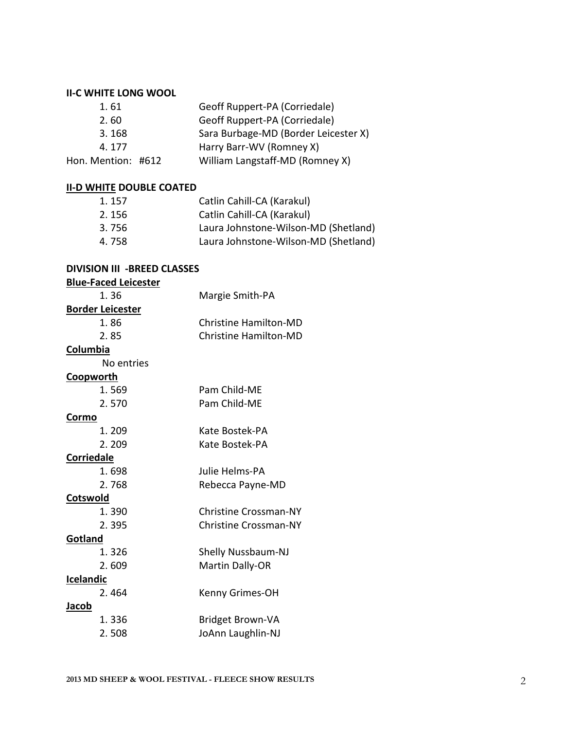**II-C WHITE LONG WOOL**

| | |
|---|---|
| 1. 61 | Geoff Ruppert-PA (Corriedale) |
| 2. 60 | Geoff Ruppert-PA (Corriedale) |
| 3. 168 | Sara Burbage-MD (Border Leicester X) |
| 4. 177 | Harry Barr-WV (Romney X) |
| Hon. Mention: #612 | William Langstaff-MD (Romney X) |

**II-D <u>WHITE</u> DOUBLE COATED**

| | |
|---|---|
| 1. 157 | Catlin Cahill-CA (Karakul) |
| 2. 156 | Catlin Cahill-CA (Karakul) |
| 3. 756 | Laura Johnstone-Wilson-MD (Shetland) |
| 4. 758 | Laura Johnstone-Wilson-MD (Shetland) |

**DIVISION III -BREED CLASSES**

**<u>Blue-Faced Leicester</u>**

1. 36 — Margie Smith-PA

**<u>Border Leicester</u>**

1. 86 — Christine Hamilton-MD
2. 85 — Christine Hamilton-MD

**<u>Columbia</u>**

No entries

**<u>Coopworth</u>**

1. 569 — Pam Child-ME
2. 570 — Pam Child-ME

**<u>Cormo</u>**

1. 209 — Kate Bostek-PA
2. 209 — Kate Bostek-PA

**<u>Corriedale</u>**

1. 698 — Julie Helms-PA
2. 768 — Rebecca Payne-MD

**<u>Cotswold</u>**

1. 390 — Christine Crossman-NY
2. 395 — Christine Crossman-NY

**<u>Gotland</u>**

1. 326 — Shelly Nussbaum-NJ
2. 609 — Martin Dally-OR

**<u>Icelandic</u>**

2. 464 — Kenny Grimes-OH

**<u>Jacob</u>**

1. 336 — Bridget Brown-VA
2. 508 — JoAnn Laughlin-NJ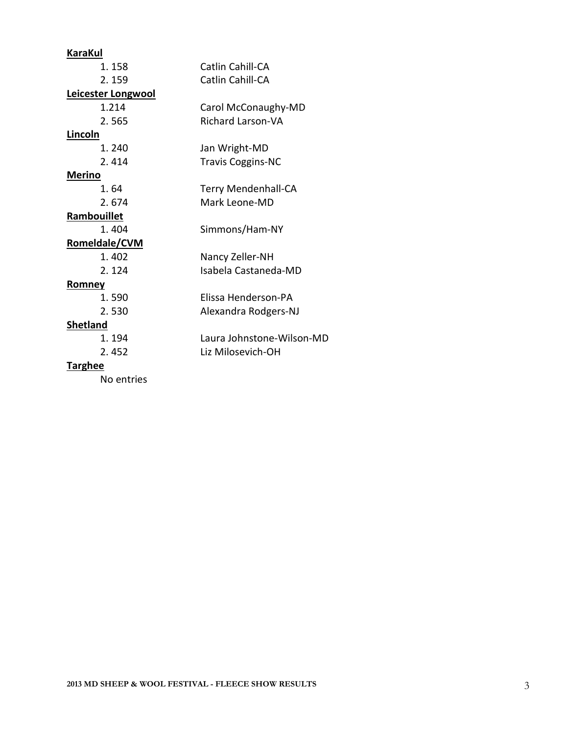**KaraKul**

1. 158 Catlin Cahill-CA
2. 159 Catlin Cahill-CA

**Leicester Longwool**

1. 214 Carol McConaughy-MD
2. 565 Richard Larson-VA

**Lincoln**

1. 240 Jan Wright-MD
2. 414 Travis Coggins-NC

**Merino**

1. 64 Terry Mendenhall-CA
2. 674 Mark Leone-MD

**Rambouillet**

1. 404 Simmons/Ham-NY

**Romeldale/CVM**

1. 402 Nancy Zeller-NH
2. 124 Isabela Castaneda-MD

**Romney**

1. 590 Elissa Henderson-PA
2. 530 Alexandra Rodgers-NJ

**Shetland**

1. 194 Laura Johnstone-Wilson-MD
2. 452 Liz Milosevich-OH

**Targhee**

No entries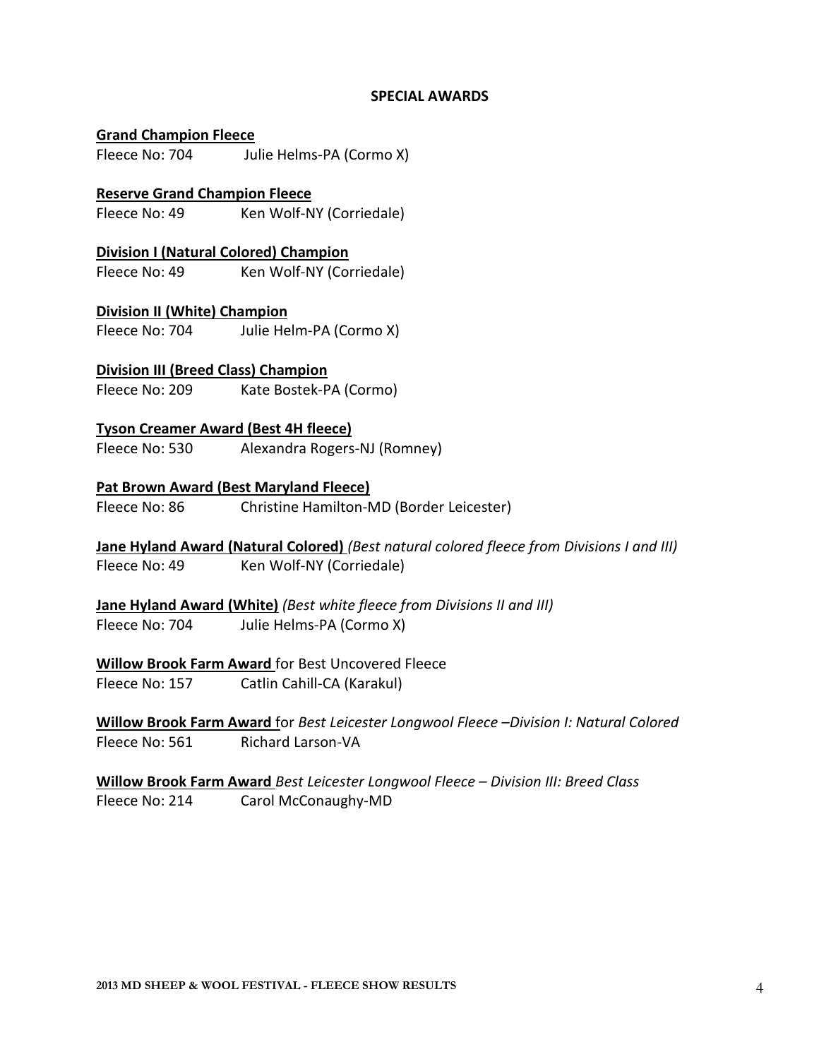## SPECIAL AWARDS

**Grand Champion Fleece**
Fleece No: 704 Julie Helms-PA (Cormo X)

**Reserve Grand Champion Fleece**
Fleece No: 49 Ken Wolf-NY (Corriedale)

**Division I (Natural Colored) Champion**
Fleece No: 49 Ken Wolf-NY (Corriedale)

**Division II (White) Champion**
Fleece No: 704 Julie Helm-PA (Cormo X)

**Division III (Breed Class) Champion**
Fleece No: 209 Kate Bostek-PA (Cormo)

**Tyson Creamer Award (Best 4H fleece)**
Fleece No: 530 Alexandra Rogers-NJ (Romney)

**Pat Brown Award (Best Maryland Fleece)**
Fleece No: 86 Christine Hamilton-MD (Border Leicester)

**Jane Hyland Award (Natural Colored)** *(Best natural colored fleece from Divisions I and III)*
Fleece No: 49 Ken Wolf-NY (Corriedale)

**Jane Hyland Award (White)** *(Best white fleece from Divisions II and III)*
Fleece No: 704 Julie Helms-PA (Cormo X)

**Willow Brook Farm Award** for Best Uncovered Fleece
Fleece No: 157 Catlin Cahill-CA (Karakul)

**Willow Brook Farm Award** for *Best Leicester Longwool Fleece –Division I: Natural Colored*
Fleece No: 561 Richard Larson-VA

**Willow Brook Farm Award** *Best Leicester Longwool Fleece – Division III: Breed Class*
Fleece No: 214 Carol McConaughy-MD